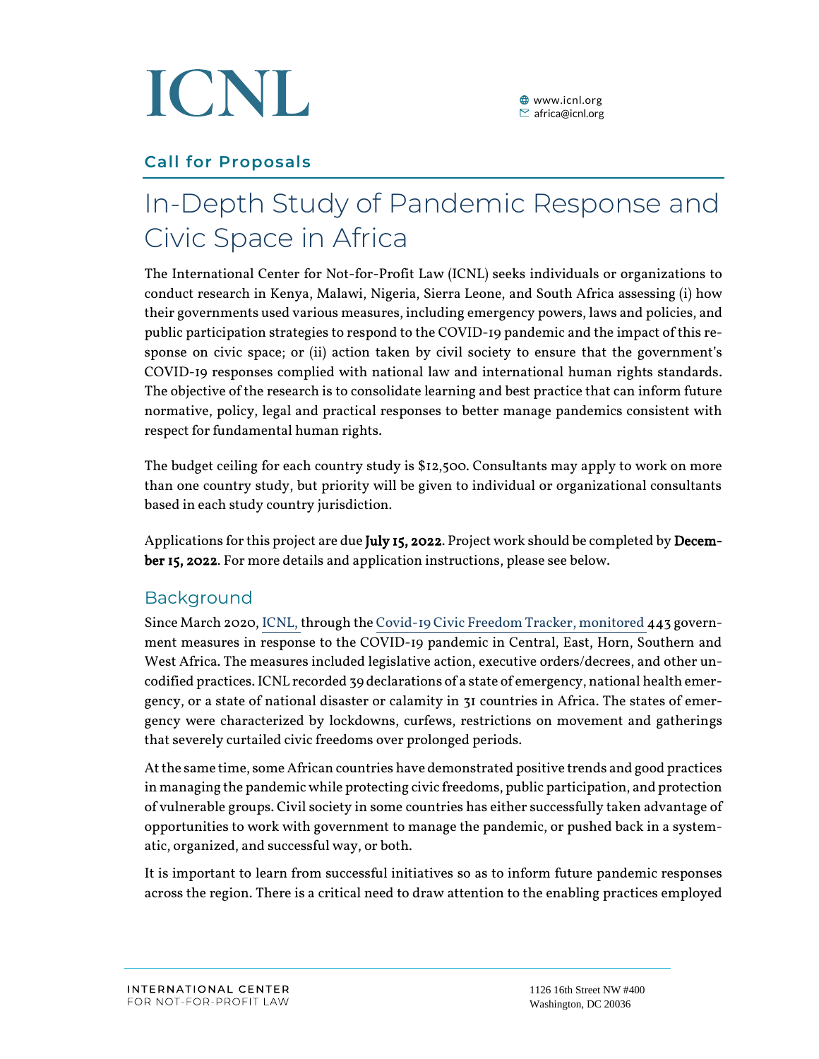# ICNL

www.icnl.org
africa@icnl.org

**Call for Proposals**

# In-Depth Study of Pandemic Response and Civic Space in Africa

The International Center for Not-for-Profit Law (ICNL) seeks individuals or organizations to conduct research in Kenya, Malawi, Nigeria, Sierra Leone, and South Africa assessing (i) how their governments used various measures, including emergency powers, laws and policies, and public participation strategies to respond to the COVID-19 pandemic and the impact of this response on civic space; or (ii) action taken by civil society to ensure that the government's COVID-19 responses complied with national law and international human rights standards. The objective of the research is to consolidate learning and best practice that can inform future normative, policy, legal and practical responses to better manage pandemics consistent with respect for fundamental human rights.

The budget ceiling for each country study is $12,500. Consultants may apply to work on more than one country study, but priority will be given to individual or organizational consultants based in each study country jurisdiction.

Applications for this project are due **July 15, 2022**. Project work should be completed by **December 15, 2022**. For more details and application instructions, please see below.

## Background

Since March 2020, ICNL, through the Covid-19 Civic Freedom Tracker, monitored 443 government measures in response to the COVID-19 pandemic in Central, East, Horn, Southern and West Africa. The measures included legislative action, executive orders/decrees, and other uncodified practices. ICNL recorded 39 declarations of a state of emergency, national health emergency, or a state of national disaster or calamity in 31 countries in Africa. The states of emergency were characterized by lockdowns, curfews, restrictions on movement and gatherings that severely curtailed civic freedoms over prolonged periods.

At the same time, some African countries have demonstrated positive trends and good practices in managing the pandemic while protecting civic freedoms, public participation, and protection of vulnerable groups. Civil society in some countries has either successfully taken advantage of opportunities to work with government to manage the pandemic, or pushed back in a systematic, organized, and successful way, or both.

It is important to learn from successful initiatives so as to inform future pandemic responses across the region. There is a critical need to draw attention to the enabling practices employed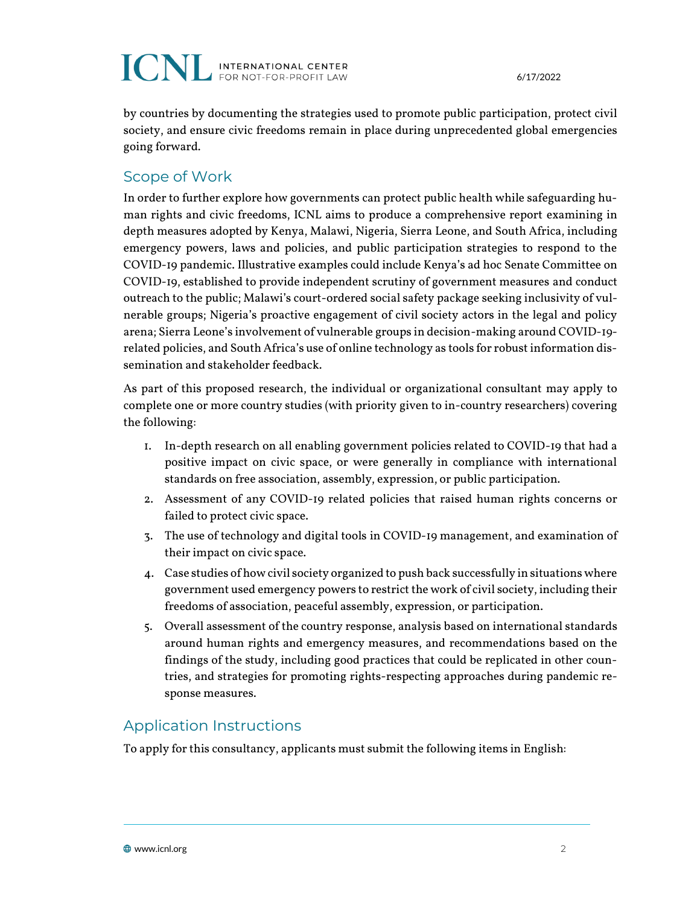by countries by documenting the strategies used to promote public participation, protect civil society, and ensure civic freedoms remain in place during unprecedented global emergencies going forward.

## Scope of Work

In order to further explore how governments can protect public health while safeguarding human rights and civic freedoms, ICNL aims to produce a comprehensive report examining in depth measures adopted by Kenya, Malawi, Nigeria, Sierra Leone, and South Africa, including emergency powers, laws and policies, and public participation strategies to respond to the COVID-19 pandemic. Illustrative examples could include Kenya's ad hoc Senate Committee on COVID-19, established to provide independent scrutiny of government measures and conduct outreach to the public; Malawi's court-ordered social safety package seeking inclusivity of vulnerable groups; Nigeria's proactive engagement of civil society actors in the legal and policy arena; Sierra Leone's involvement of vulnerable groups in decision-making around COVID-19-related policies, and South Africa's use of online technology as tools for robust information dissemination and stakeholder feedback.

As part of this proposed research, the individual or organizational consultant may apply to complete one or more country studies (with priority given to in-country researchers) covering the following:

1. In-depth research on all enabling government policies related to COVID-19 that had a positive impact on civic space, or were generally in compliance with international standards on free association, assembly, expression, or public participation.
2. Assessment of any COVID-19 related policies that raised human rights concerns or failed to protect civic space.
3. The use of technology and digital tools in COVID-19 management, and examination of their impact on civic space.
4. Case studies of how civil society organized to push back successfully in situations where government used emergency powers to restrict the work of civil society, including their freedoms of association, peaceful assembly, expression, or participation.
5. Overall assessment of the country response, analysis based on international standards around human rights and emergency measures, and recommendations based on the findings of the study, including good practices that could be replicated in other countries, and strategies for promoting rights-respecting approaches during pandemic response measures.

## Application Instructions

To apply for this consultancy, applicants must submit the following items in English: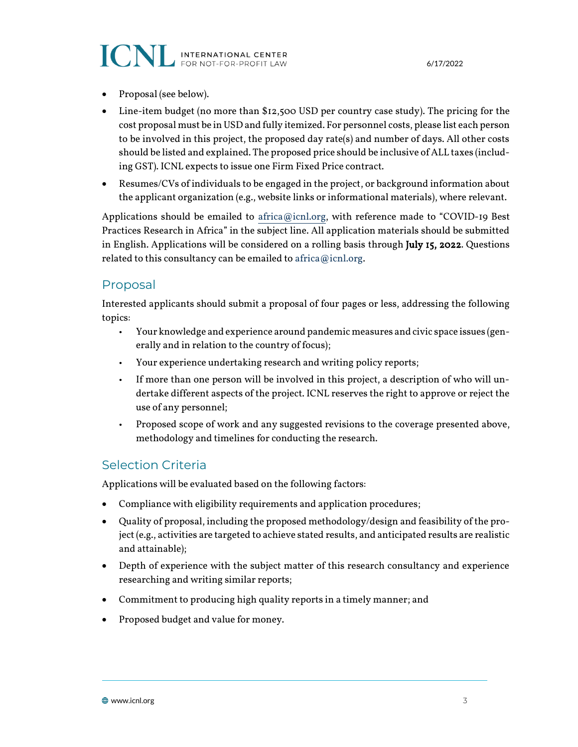- Proposal (see below).
- Line-item budget (no more than $12,500 USD per country case study). The pricing for the cost proposal must be in USD and fully itemized. For personnel costs, please list each person to be involved in this project, the proposed day rate(s) and number of days. All other costs should be listed and explained. The proposed price should be inclusive of ALL taxes (including GST). ICNL expects to issue one Firm Fixed Price contract.
- Resumes/CVs of individuals to be engaged in the project, or background information about the applicant organization (e.g., website links or informational materials), where relevant.

Applications should be emailed to africa@icnl.org, with reference made to "COVID-19 Best Practices Research in Africa" in the subject line. All application materials should be submitted in English. Applications will be considered on a rolling basis through **July 15, 2022**. Questions related to this consultancy can be emailed to africa@icnl.org.

## Proposal

Interested applicants should submit a proposal of four pages or less, addressing the following topics:

- Your knowledge and experience around pandemic measures and civic space issues (generally and in relation to the country of focus);
- Your experience undertaking research and writing policy reports;
- If more than one person will be involved in this project, a description of who will undertake different aspects of the project. ICNL reserves the right to approve or reject the use of any personnel;
- Proposed scope of work and any suggested revisions to the coverage presented above, methodology and timelines for conducting the research.

## Selection Criteria

Applications will be evaluated based on the following factors:

- Compliance with eligibility requirements and application procedures;
- Quality of proposal, including the proposed methodology/design and feasibility of the project (e.g., activities are targeted to achieve stated results, and anticipated results are realistic and attainable);
- Depth of experience with the subject matter of this research consultancy and experience researching and writing similar reports;
- Commitment to producing high quality reports in a timely manner; and
- Proposed budget and value for money.